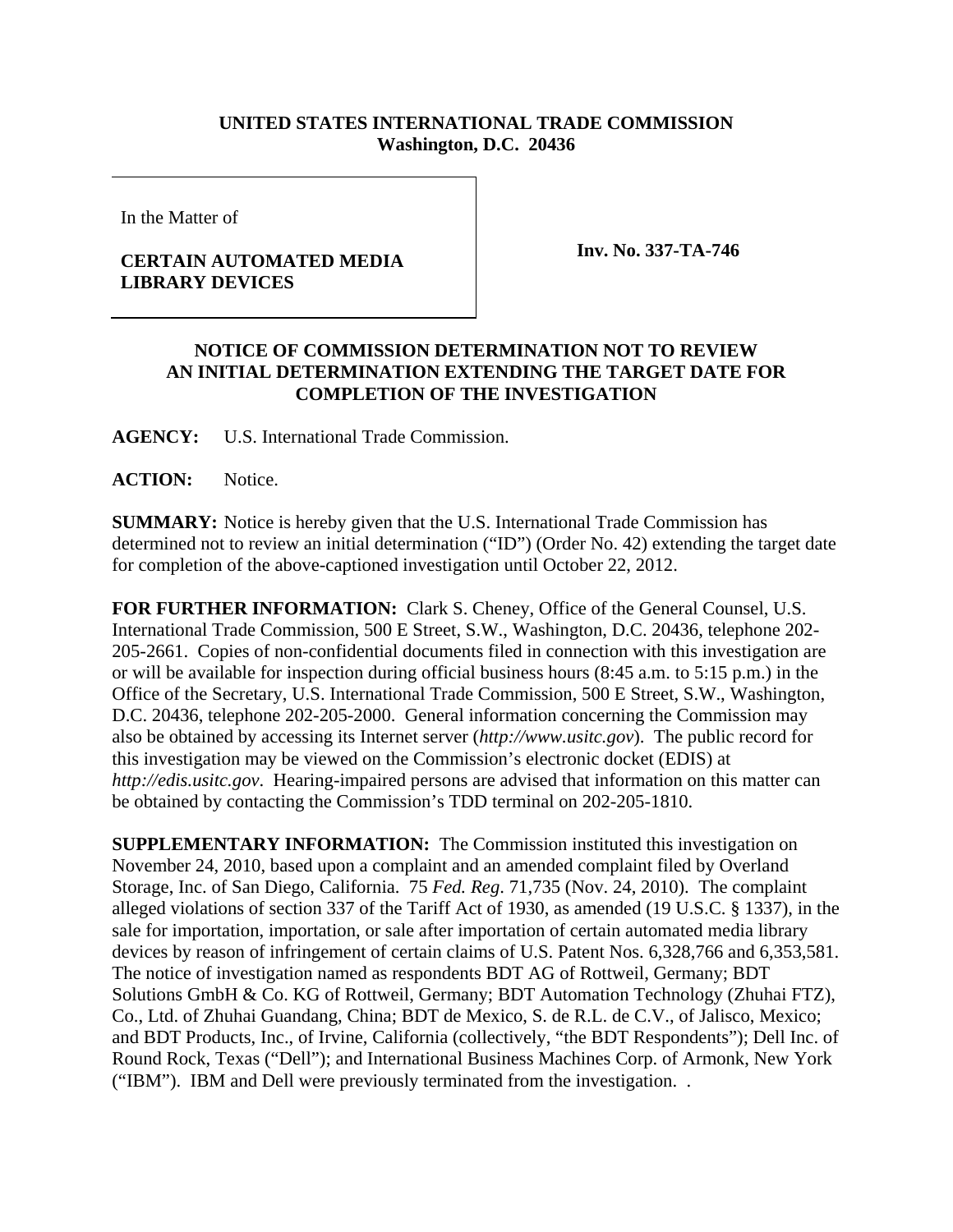**UNITED STATES INTERNATIONAL TRADE COMMISSION**
**Washington, D.C. 20436**

In the Matter of

**CERTAIN AUTOMATED MEDIA LIBRARY DEVICES**

**Inv. No. 337-TA-746**

## NOTICE OF COMMISSION DETERMINATION NOT TO REVIEW AN INITIAL DETERMINATION EXTENDING THE TARGET DATE FOR COMPLETION OF THE INVESTIGATION

**AGENCY:** U.S. International Trade Commission.

**ACTION:** Notice.

**SUMMARY:** Notice is hereby given that the U.S. International Trade Commission has determined not to review an initial determination ("ID") (Order No. 42) extending the target date for completion of the above-captioned investigation until October 22, 2012.

**FOR FURTHER INFORMATION:** Clark S. Cheney, Office of the General Counsel, U.S. International Trade Commission, 500 E Street, S.W., Washington, D.C. 20436, telephone 202-205-2661. Copies of non-confidential documents filed in connection with this investigation are or will be available for inspection during official business hours (8:45 a.m. to 5:15 p.m.) in the Office of the Secretary, U.S. International Trade Commission, 500 E Street, S.W., Washington, D.C. 20436, telephone 202-205-2000. General information concerning the Commission may also be obtained by accessing its Internet server (*http://www.usitc.gov*). The public record for this investigation may be viewed on the Commission's electronic docket (EDIS) at *http://edis.usitc.gov*. Hearing-impaired persons are advised that information on this matter can be obtained by contacting the Commission's TDD terminal on 202-205-1810.

**SUPPLEMENTARY INFORMATION:** The Commission instituted this investigation on November 24, 2010, based upon a complaint and an amended complaint filed by Overland Storage, Inc. of San Diego, California. 75 *Fed. Reg*. 71,735 (Nov. 24, 2010). The complaint alleged violations of section 337 of the Tariff Act of 1930, as amended (19 U.S.C. § 1337), in the sale for importation, importation, or sale after importation of certain automated media library devices by reason of infringement of certain claims of U.S. Patent Nos. 6,328,766 and 6,353,581. The notice of investigation named as respondents BDT AG of Rottweil, Germany; BDT Solutions GmbH & Co. KG of Rottweil, Germany; BDT Automation Technology (Zhuhai FTZ), Co., Ltd. of Zhuhai Guandang, China; BDT de Mexico, S. de R.L. de C.V., of Jalisco, Mexico; and BDT Products, Inc., of Irvine, California (collectively, "the BDT Respondents"); Dell Inc. of Round Rock, Texas ("Dell"); and International Business Machines Corp. of Armonk, New York ("IBM"). IBM and Dell were previously terminated from the investigation. .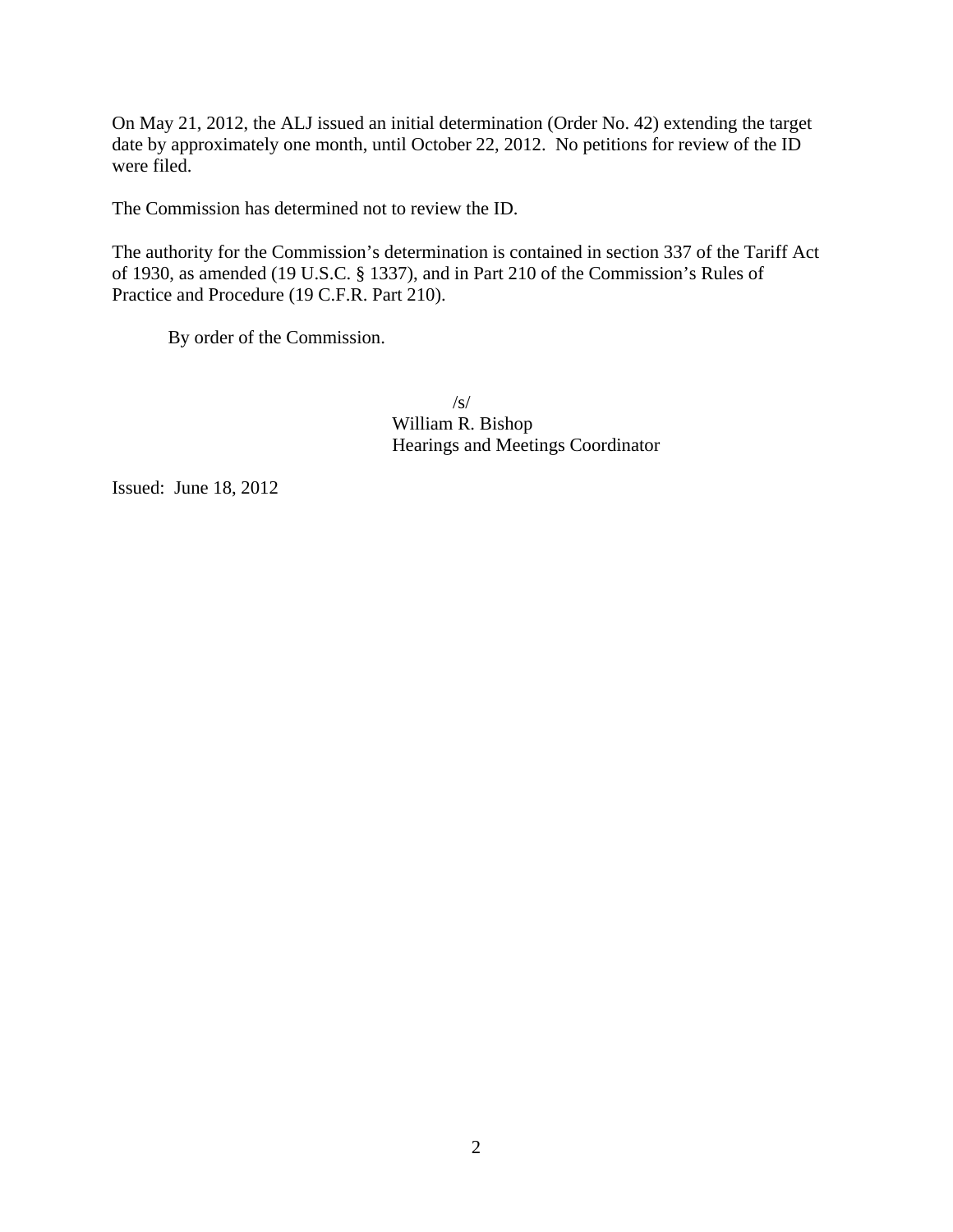On May 21, 2012, the ALJ issued an initial determination (Order No. 42) extending the target date by approximately one month, until October 22, 2012. No petitions for review of the ID were filed.

The Commission has determined not to review the ID.

The authority for the Commission's determination is contained in section 337 of the Tariff Act of 1930, as amended (19 U.S.C. § 1337), and in Part 210 of the Commission's Rules of Practice and Procedure (19 C.F.R. Part 210).

By order of the Commission.

/s/
William R. Bishop
Hearings and Meetings Coordinator

Issued: June 18, 2012